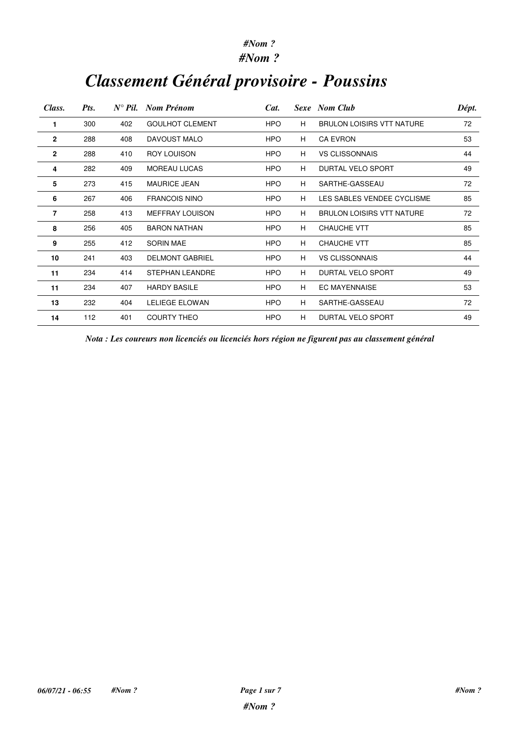#Nom ?

#Nom ?

# Classement Général provisoire - Poussins

| Class. | Pts. | N° Pil. | Nom Prénom | Cat. | Sexe | Nom Club | Dépt. |
|---|---|---|---|---|---|---|---|
| **1** | 300 | 402 | GOULHOT CLEMENT | HPO | H | BRULON LOISIRS VTT NATURE | 72 |
| **2** | 288 | 408 | DAVOUST MALO | HPO | H | CA EVRON | 53 |
| **2** | 288 | 410 | ROY LOUISON | HPO | H | VS CLISSONNAIS | 44 |
| **4** | 282 | 409 | MOREAU LUCAS | HPO | H | DURTAL VELO SPORT | 49 |
| **5** | 273 | 415 | MAURICE JEAN | HPO | H | SARTHE-GASSEAU | 72 |
| **6** | 267 | 406 | FRANCOIS NINO | HPO | H | LES SABLES VENDEE CYCLISME | 85 |
| **7** | 258 | 413 | MEFFRAY LOUISON | HPO | H | BRULON LOISIRS VTT NATURE | 72 |
| **8** | 256 | 405 | BARON NATHAN | HPO | H | CHAUCHE VTT | 85 |
| **9** | 255 | 412 | SORIN MAE | HPO | H | CHAUCHE VTT | 85 |
| **10** | 241 | 403 | DELMONT GABRIEL | HPO | H | VS CLISSONNAIS | 44 |
| **11** | 234 | 414 | STEPHAN LEANDRE | HPO | H | DURTAL VELO SPORT | 49 |
| **11** | 234 | 407 | HARDY BASILE | HPO | H | EC MAYENNAISE | 53 |
| **13** | 232 | 404 | LELIEGE ELOWAN | HPO | H | SARTHE-GASSEAU | 72 |
| **14** | 112 | 401 | COURTY THEO | HPO | H | DURTAL VELO SPORT | 49 |

*Nota : Les coureurs non licenciés ou licenciés hors région ne figurent pas au classement général*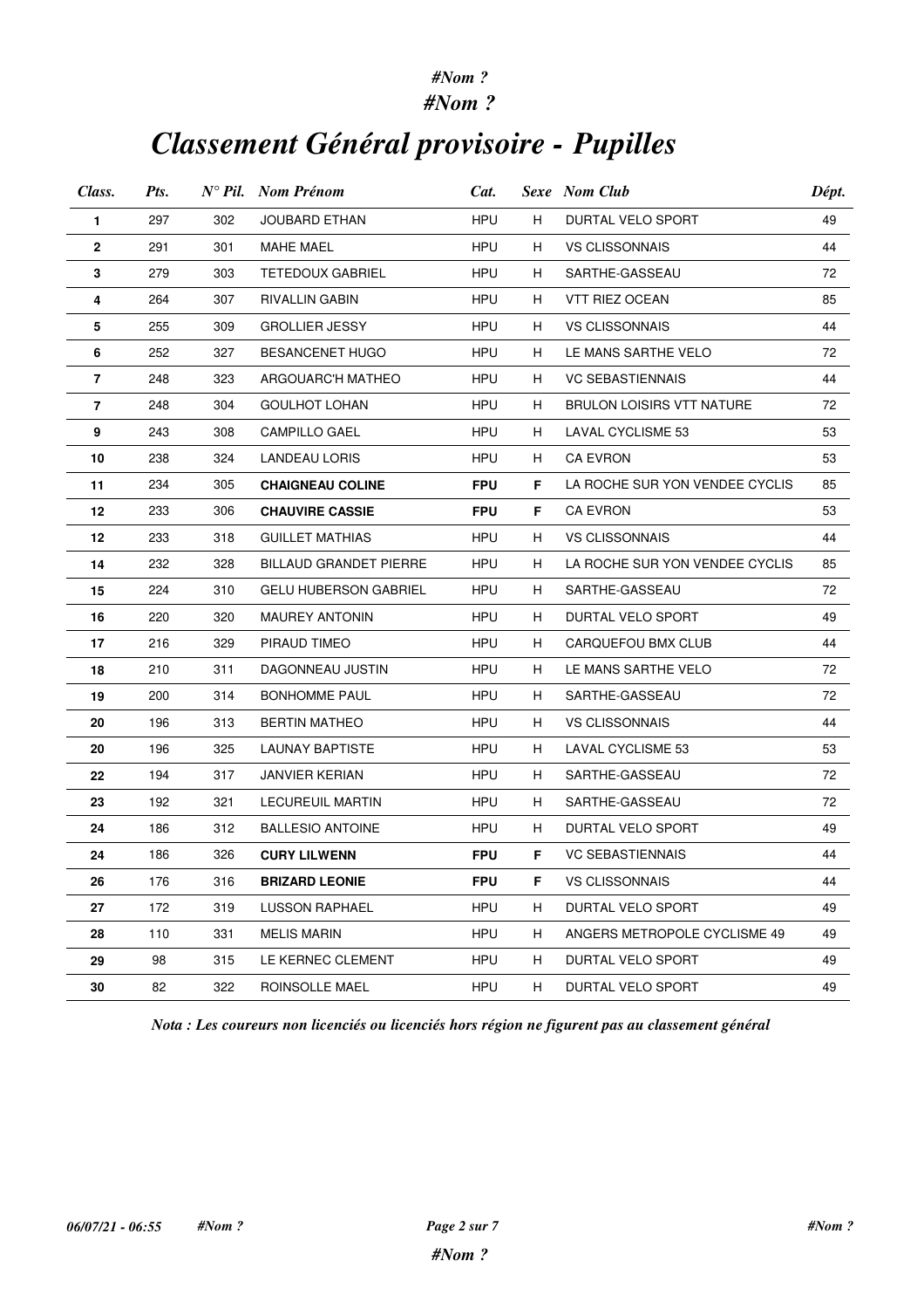#Nom ?

#Nom ?

# *Classement Général provisoire - Pupilles*

| *Class.* | *Pts.* | *N° Pil.* | *Nom Prénom* | *Cat.* | *Sexe* | *Nom Club* | *Dépt.* |
|---|---|---|---|---|---|---|---|
| **1** | 297 | 302 | JOUBARD ETHAN | HPU | H | DURTAL VELO SPORT | 49 |
| **2** | 291 | 301 | MAHE MAEL | HPU | H | VS CLISSONNAIS | 44 |
| **3** | 279 | 303 | TETEDOUX GABRIEL | HPU | H | SARTHE-GASSEAU | 72 |
| **4** | 264 | 307 | RIVALLIN GABIN | HPU | H | VTT RIEZ OCEAN | 85 |
| **5** | 255 | 309 | GROLLIER JESSY | HPU | H | VS CLISSONNAIS | 44 |
| **6** | 252 | 327 | BESANCENET HUGO | HPU | H | LE MANS SARTHE VELO | 72 |
| **7** | 248 | 323 | ARGOUARC'H MATHEO | HPU | H | VC SEBASTIENNAIS | 44 |
| **7** | 248 | 304 | GOULHOT LOHAN | HPU | H | BRULON LOISIRS VTT NATURE | 72 |
| **9** | 243 | 308 | CAMPILLO GAEL | HPU | H | LAVAL CYCLISME 53 | 53 |
| **10** | 238 | 324 | LANDEAU LORIS | HPU | H | CA EVRON | 53 |
| **11** | 234 | 305 | **CHAIGNEAU COLINE** | **FPU** | **F** | LA ROCHE SUR YON VENDEE CYCLIS | 85 |
| **12** | 233 | 306 | **CHAUVIRE CASSIE** | **FPU** | **F** | CA EVRON | 53 |
| **12** | 233 | 318 | GUILLET MATHIAS | HPU | H | VS CLISSONNAIS | 44 |
| **14** | 232 | 328 | BILLAUD GRANDET PIERRE | HPU | H | LA ROCHE SUR YON VENDEE CYCLIS | 85 |
| **15** | 224 | 310 | GELU HUBERSON GABRIEL | HPU | H | SARTHE-GASSEAU | 72 |
| **16** | 220 | 320 | MAUREY ANTONIN | HPU | H | DURTAL VELO SPORT | 49 |
| **17** | 216 | 329 | PIRAUD TIMEO | HPU | H | CARQUEFOU BMX CLUB | 44 |
| **18** | 210 | 311 | DAGONNEAU JUSTIN | HPU | H | LE MANS SARTHE VELO | 72 |
| **19** | 200 | 314 | BONHOMME PAUL | HPU | H | SARTHE-GASSEAU | 72 |
| **20** | 196 | 313 | BERTIN MATHEO | HPU | H | VS CLISSONNAIS | 44 |
| **20** | 196 | 325 | LAUNAY BAPTISTE | HPU | H | LAVAL CYCLISME 53 | 53 |
| **22** | 194 | 317 | JANVIER KERIAN | HPU | H | SARTHE-GASSEAU | 72 |
| **23** | 192 | 321 | LECUREUIL MARTIN | HPU | H | SARTHE-GASSEAU | 72 |
| **24** | 186 | 312 | BALLESIO ANTOINE | HPU | H | DURTAL VELO SPORT | 49 |
| **24** | 186 | 326 | **CURY LILWENN** | **FPU** | **F** | VC SEBASTIENNAIS | 44 |
| **26** | 176 | 316 | **BRIZARD LEONIE** | **FPU** | **F** | VS CLISSONNAIS | 44 |
| **27** | 172 | 319 | LUSSON RAPHAEL | HPU | H | DURTAL VELO SPORT | 49 |
| **28** | 110 | 331 | MELIS MARIN | HPU | H | ANGERS METROPOLE CYCLISME 49 | 49 |
| **29** | 98 | 315 | LE KERNEC CLEMENT | HPU | H | DURTAL VELO SPORT | 49 |
| **30** | 82 | 322 | ROINSOLLE MAEL | HPU | H | DURTAL VELO SPORT | 49 |

*Nota : Les coureurs non licenciés ou licenciés hors région ne figurent pas au classement général*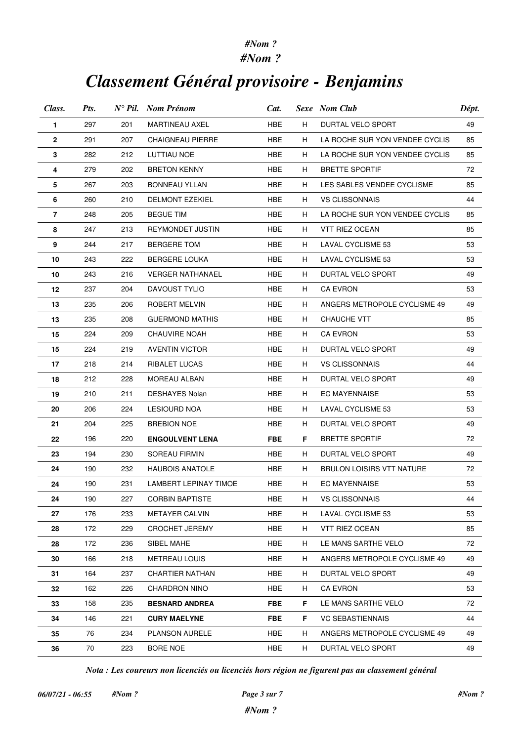#Nom ?
#Nom ?

# Classement Général provisoire - Benjamins

| Class. | Pts. | N° Pil. | Nom Prénom | Cat. | Sexe | Nom Club | Dépt. |
|---|---|---|---|---|---|---|---|
| **1** | 297 | 201 | MARTINEAU AXEL | HBE | H | DURTAL VELO SPORT | 49 |
| **2** | 291 | 207 | CHAIGNEAU PIERRE | HBE | H | LA ROCHE SUR YON VENDEE CYCLIS | 85 |
| **3** | 282 | 212 | LUTTIAU NOE | HBE | H | LA ROCHE SUR YON VENDEE CYCLIS | 85 |
| **4** | 279 | 202 | BRETON KENNY | HBE | H | BRETTE SPORTIF | 72 |
| **5** | 267 | 203 | BONNEAU YLLAN | HBE | H | LES SABLES VENDEE CYCLISME | 85 |
| **6** | 260 | 210 | DELMONT EZEKIEL | HBE | H | VS CLISSONNAIS | 44 |
| **7** | 248 | 205 | BEGUE TIM | HBE | H | LA ROCHE SUR YON VENDEE CYCLIS | 85 |
| **8** | 247 | 213 | REYMONDET JUSTIN | HBE | H | VTT RIEZ OCEAN | 85 |
| **9** | 244 | 217 | BERGERE TOM | HBE | H | LAVAL CYCLISME 53 | 53 |
| **10** | 243 | 222 | BERGERE LOUKA | HBE | H | LAVAL CYCLISME 53 | 53 |
| **10** | 243 | 216 | VERGER NATHANAEL | HBE | H | DURTAL VELO SPORT | 49 |
| **12** | 237 | 204 | DAVOUST TYLIO | HBE | H | CA EVRON | 53 |
| **13** | 235 | 206 | ROBERT MELVIN | HBE | H | ANGERS METROPOLE CYCLISME 49 | 49 |
| **13** | 235 | 208 | GUERMOND MATHIS | HBE | H | CHAUCHE VTT | 85 |
| **15** | 224 | 209 | CHAUVIRE NOAH | HBE | H | CA EVRON | 53 |
| **15** | 224 | 219 | AVENTIN VICTOR | HBE | H | DURTAL VELO SPORT | 49 |
| **17** | 218 | 214 | RIBALET LUCAS | HBE | H | VS CLISSONNAIS | 44 |
| **18** | 212 | 228 | MOREAU ALBAN | HBE | H | DURTAL VELO SPORT | 49 |
| **19** | 210 | 211 | DESHAYES Nolan | HBE | H | EC MAYENNAISE | 53 |
| **20** | 206 | 224 | LESIOURD NOA | HBE | H | LAVAL CYCLISME 53 | 53 |
| **21** | 204 | 225 | BREBION NOE | HBE | H | DURTAL VELO SPORT | 49 |
| **22** | 196 | 220 | **ENGOULVENT LENA** | **FBE** | **F** | BRETTE SPORTIF | 72 |
| **23** | 194 | 230 | SOREAU FIRMIN | HBE | H | DURTAL VELO SPORT | 49 |
| **24** | 190 | 232 | HAUBOIS ANATOLE | HBE | H | BRULON LOISIRS VTT NATURE | 72 |
| **24** | 190 | 231 | LAMBERT LEPINAY TIMOE | HBE | H | EC MAYENNAISE | 53 |
| **24** | 190 | 227 | CORBIN BAPTISTE | HBE | H | VS CLISSONNAIS | 44 |
| **27** | 176 | 233 | METAYER CALVIN | HBE | H | LAVAL CYCLISME 53 | 53 |
| **28** | 172 | 229 | CROCHET JEREMY | HBE | H | VTT RIEZ OCEAN | 85 |
| **28** | 172 | 236 | SIBEL MAHE | HBE | H | LE MANS SARTHE VELO | 72 |
| **30** | 166 | 218 | METREAU LOUIS | HBE | H | ANGERS METROPOLE CYCLISME 49 | 49 |
| **31** | 164 | 237 | CHARTIER NATHAN | HBE | H | DURTAL VELO SPORT | 49 |
| **32** | 162 | 226 | CHARDRON NINO | HBE | H | CA EVRON | 53 |
| **33** | 158 | 235 | **BESNARD ANDREA** | **FBE** | **F** | LE MANS SARTHE VELO | 72 |
| **34** | 146 | 221 | **CURY MAELYNE** | **FBE** | **F** | VC SEBASTIENNAIS | 44 |
| **35** | 76 | 234 | PLANSON AURELE | HBE | H | ANGERS METROPOLE CYCLISME 49 | 49 |
| **36** | 70 | 223 | BORE NOE | HBE | H | DURTAL VELO SPORT | 49 |

*Nota : Les coureurs non licenciés ou licenciés hors région ne figurent pas au classement général*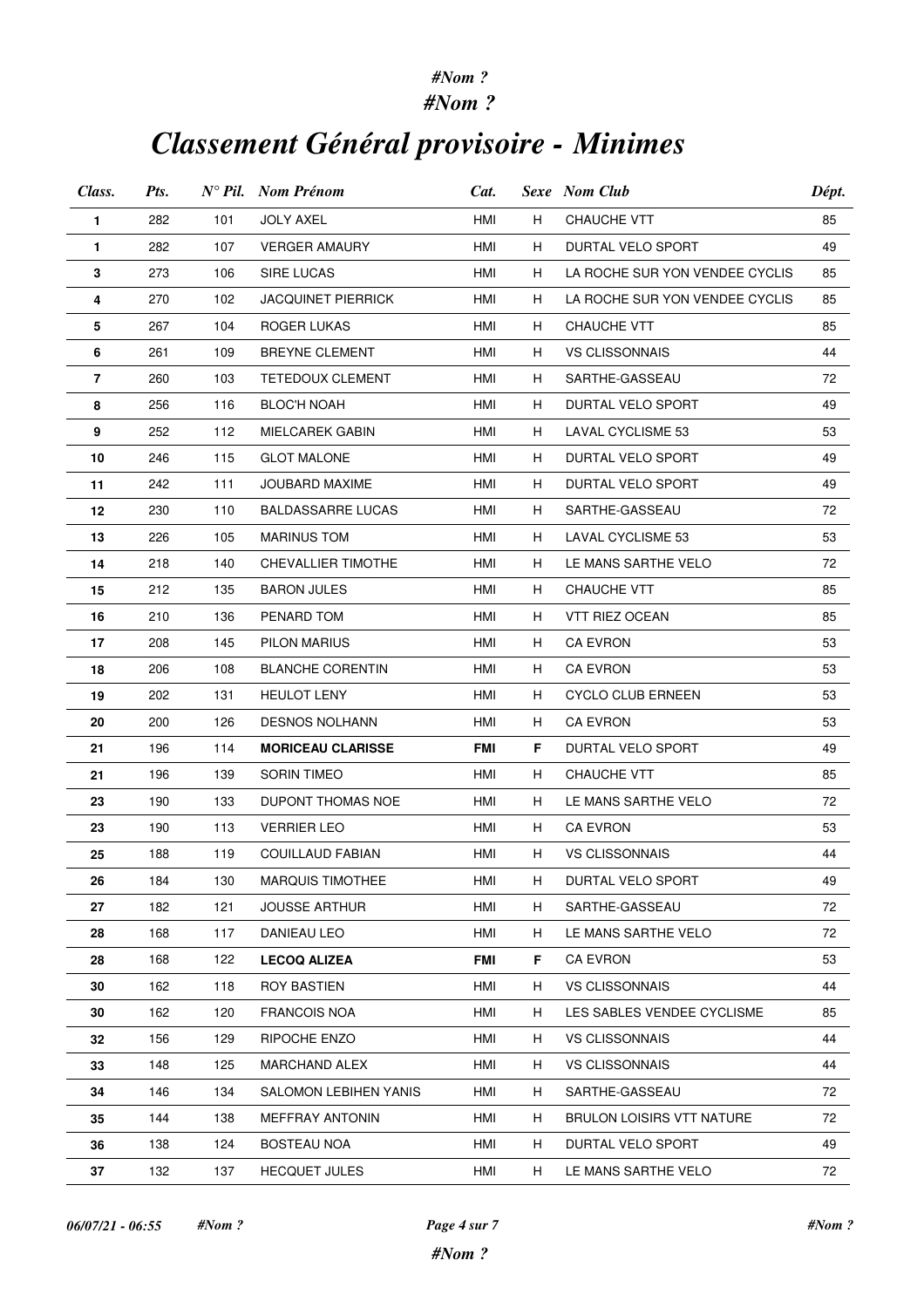# *Classement Général provisoire - Minimes*

| Class. | Pts. | N° Pil. | Nom Prénom | Cat. | Sexe | Nom Club | Dépt. |
|---|---|---|---|---|---|---|---|
| **1** | 282 | 101 | JOLY AXEL | HMI | H | CHAUCHE VTT | 85 |
| **1** | 282 | 107 | VERGER AMAURY | HMI | H | DURTAL VELO SPORT | 49 |
| **3** | 273 | 106 | SIRE LUCAS | HMI | H | LA ROCHE SUR YON VENDEE CYCLIS | 85 |
| **4** | 270 | 102 | JACQUINET PIERRICK | HMI | H | LA ROCHE SUR YON VENDEE CYCLIS | 85 |
| **5** | 267 | 104 | ROGER LUKAS | HMI | H | CHAUCHE VTT | 85 |
| **6** | 261 | 109 | BREYNE CLEMENT | HMI | H | VS CLISSONNAIS | 44 |
| **7** | 260 | 103 | TETEDOUX CLEMENT | HMI | H | SARTHE-GASSEAU | 72 |
| **8** | 256 | 116 | BLOC'H NOAH | HMI | H | DURTAL VELO SPORT | 49 |
| **9** | 252 | 112 | MIELCAREK GABIN | HMI | H | LAVAL CYCLISME 53 | 53 |
| **10** | 246 | 115 | GLOT MALONE | HMI | H | DURTAL VELO SPORT | 49 |
| **11** | 242 | 111 | JOUBARD MAXIME | HMI | H | DURTAL VELO SPORT | 49 |
| **12** | 230 | 110 | BALDASSARRE LUCAS | HMI | H | SARTHE-GASSEAU | 72 |
| **13** | 226 | 105 | MARINUS TOM | HMI | H | LAVAL CYCLISME 53 | 53 |
| **14** | 218 | 140 | CHEVALLIER TIMOTHE | HMI | H | LE MANS SARTHE VELO | 72 |
| **15** | 212 | 135 | BARON JULES | HMI | H | CHAUCHE VTT | 85 |
| **16** | 210 | 136 | PENARD TOM | HMI | H | VTT RIEZ OCEAN | 85 |
| **17** | 208 | 145 | PILON MARIUS | HMI | H | CA EVRON | 53 |
| **18** | 206 | 108 | BLANCHE CORENTIN | HMI | H | CA EVRON | 53 |
| **19** | 202 | 131 | HEULOT LENY | HMI | H | CYCLO CLUB ERNEEN | 53 |
| **20** | 200 | 126 | DESNOS NOLHANN | HMI | H | CA EVRON | 53 |
| **21** | 196 | 114 | **MORICEAU CLARISSE** | **FMI** | **F** | DURTAL VELO SPORT | 49 |
| **21** | 196 | 139 | SORIN TIMEO | HMI | H | CHAUCHE VTT | 85 |
| **23** | 190 | 133 | DUPONT THOMAS NOE | HMI | H | LE MANS SARTHE VELO | 72 |
| **23** | 190 | 113 | VERRIER LEO | HMI | H | CA EVRON | 53 |
| **25** | 188 | 119 | COUILLAUD FABIAN | HMI | H | VS CLISSONNAIS | 44 |
| **26** | 184 | 130 | MARQUIS TIMOTHEE | HMI | H | DURTAL VELO SPORT | 49 |
| **27** | 182 | 121 | JOUSSE ARTHUR | HMI | H | SARTHE-GASSEAU | 72 |
| **28** | 168 | 117 | DANIEAU LEO | HMI | H | LE MANS SARTHE VELO | 72 |
| **28** | 168 | 122 | **LECOQ ALIZEA** | **FMI** | **F** | CA EVRON | 53 |
| **30** | 162 | 118 | ROY BASTIEN | HMI | H | VS CLISSONNAIS | 44 |
| **30** | 162 | 120 | FRANCOIS NOA | HMI | H | LES SABLES VENDEE CYCLISME | 85 |
| **32** | 156 | 129 | RIPOCHE ENZO | HMI | H | VS CLISSONNAIS | 44 |
| **33** | 148 | 125 | MARCHAND ALEX | HMI | H | VS CLISSONNAIS | 44 |
| **34** | 146 | 134 | SALOMON LEBIHEN YANIS | HMI | H | SARTHE-GASSEAU | 72 |
| **35** | 144 | 138 | MEFFRAY ANTONIN | HMI | H | BRULON LOISIRS VTT NATURE | 72 |
| **36** | 138 | 124 | BOSTEAU NOA | HMI | H | DURTAL VELO SPORT | 49 |
| **37** | 132 | 137 | HECQUET JULES | HMI | H | LE MANS SARTHE VELO | 72 |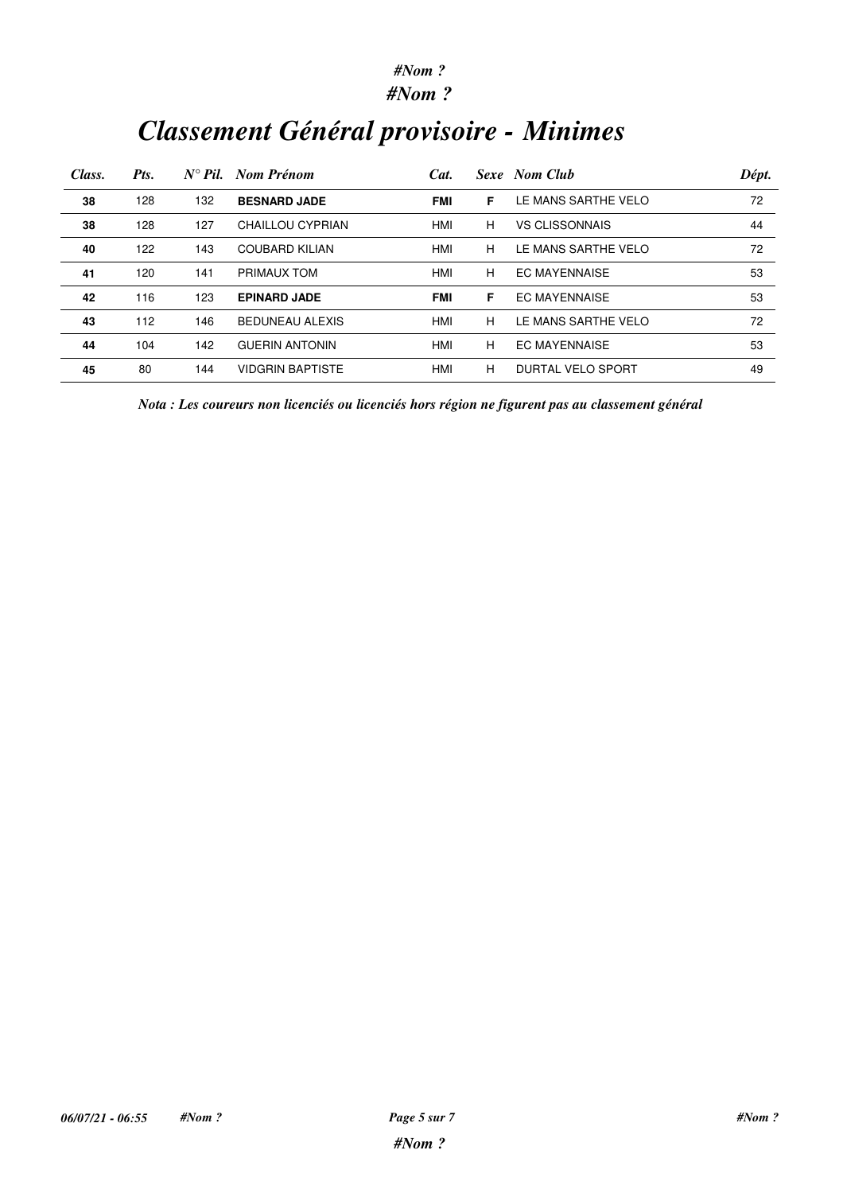# Classement Général provisoire - Minimes

| Class. | Pts. | N° Pil. | Nom Prénom | Cat. | Sexe | Nom Club | Dépt. |
|---|---|---|---|---|---|---|---|
| **38** | 128 | 132 | **BESNARD JADE** | **FMI** | **F** | LE MANS SARTHE VELO | 72 |
| **38** | 128 | 127 | CHAILLOU CYPRIAN | HMI | H | VS CLISSONNAIS | 44 |
| **40** | 122 | 143 | COUBARD KILIAN | HMI | H | LE MANS SARTHE VELO | 72 |
| **41** | 120 | 141 | PRIMAUX TOM | HMI | H | EC MAYENNAISE | 53 |
| **42** | 116 | 123 | **EPINARD JADE** | **FMI** | **F** | EC MAYENNAISE | 53 |
| **43** | 112 | 146 | BEDUNEAU ALEXIS | HMI | H | LE MANS SARTHE VELO | 72 |
| **44** | 104 | 142 | GUERIN ANTONIN | HMI | H | EC MAYENNAISE | 53 |
| **45** | 80 | 144 | VIDGRIN BAPTISTE | HMI | H | DURTAL VELO SPORT | 49 |

***Nota : Les coureurs non licenciés ou licenciés hors région ne figurent pas au classement général***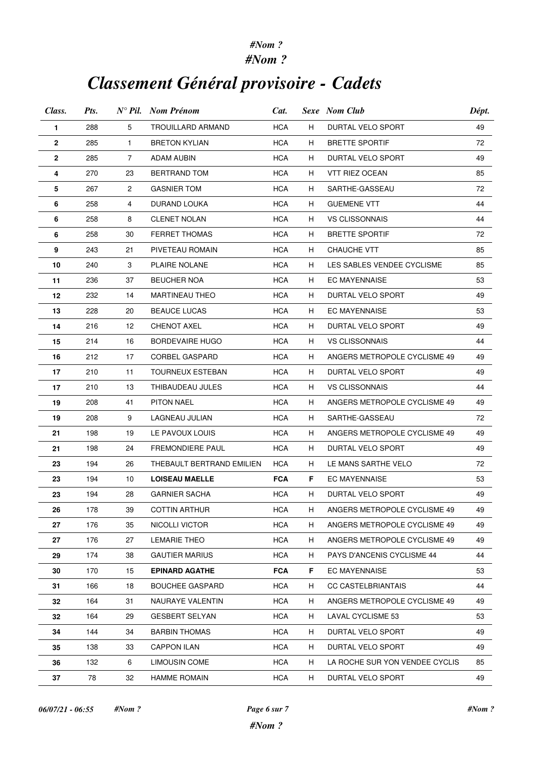*#Nom ?*
*#Nom ?*

# *Classement Général provisoire - Cadets*

| *Class.* | *Pts.* | *N° Pil.* | *Nom Prénom* | *Cat.* | *Sexe* | *Nom Club* | *Dépt.* |
|---|---|---|---|---|---|---|---|
| **1** | 288 | 5 | TROUILLARD ARMAND | HCA | H | DURTAL VELO SPORT | 49 |
| **2** | 285 | 1 | BRETON KYLIAN | HCA | H | BRETTE SPORTIF | 72 |
| **2** | 285 | 7 | ADAM AUBIN | HCA | H | DURTAL VELO SPORT | 49 |
| **4** | 270 | 23 | BERTRAND TOM | HCA | H | VTT RIEZ OCEAN | 85 |
| **5** | 267 | 2 | GASNIER TOM | HCA | H | SARTHE-GASSEAU | 72 |
| **6** | 258 | 4 | DURAND LOUKA | HCA | H | GUEMENE VTT | 44 |
| **6** | 258 | 8 | CLENET NOLAN | HCA | H | VS CLISSONNAIS | 44 |
| **6** | 258 | 30 | FERRET THOMAS | HCA | H | BRETTE SPORTIF | 72 |
| **9** | 243 | 21 | PIVETEAU ROMAIN | HCA | H | CHAUCHE VTT | 85 |
| **10** | 240 | 3 | PLAIRE NOLANE | HCA | H | LES SABLES VENDEE CYCLISME | 85 |
| **11** | 236 | 37 | BEUCHER NOA | HCA | H | EC MAYENNAISE | 53 |
| **12** | 232 | 14 | MARTINEAU THEO | HCA | H | DURTAL VELO SPORT | 49 |
| **13** | 228 | 20 | BEAUCE LUCAS | HCA | H | EC MAYENNAISE | 53 |
| **14** | 216 | 12 | CHENOT AXEL | HCA | H | DURTAL VELO SPORT | 49 |
| **15** | 214 | 16 | BORDEVAIRE HUGO | HCA | H | VS CLISSONNAIS | 44 |
| **16** | 212 | 17 | CORBEL GASPARD | HCA | H | ANGERS METROPOLE CYCLISME 49 | 49 |
| **17** | 210 | 11 | TOURNEUX ESTEBAN | HCA | H | DURTAL VELO SPORT | 49 |
| **17** | 210 | 13 | THIBAUDEAU JULES | HCA | H | VS CLISSONNAIS | 44 |
| **19** | 208 | 41 | PITON NAEL | HCA | H | ANGERS METROPOLE CYCLISME 49 | 49 |
| **19** | 208 | 9 | LAGNEAU JULIAN | HCA | H | SARTHE-GASSEAU | 72 |
| **21** | 198 | 19 | LE PAVOUX LOUIS | HCA | H | ANGERS METROPOLE CYCLISME 49 | 49 |
| **21** | 198 | 24 | FREMONDIERE PAUL | HCA | H | DURTAL VELO SPORT | 49 |
| **23** | 194 | 26 | THEBAULT BERTRAND EMILIEN | HCA | H | LE MANS SARTHE VELO | 72 |
| **23** | 194 | 10 | **LOISEAU MAELLE** | **FCA** | **F** | EC MAYENNAISE | 53 |
| **23** | 194 | 28 | GARNIER SACHA | HCA | H | DURTAL VELO SPORT | 49 |
| **26** | 178 | 39 | COTTIN ARTHUR | HCA | H | ANGERS METROPOLE CYCLISME 49 | 49 |
| **27** | 176 | 35 | NICOLLI VICTOR | HCA | H | ANGERS METROPOLE CYCLISME 49 | 49 |
| **27** | 176 | 27 | LEMARIE THEO | HCA | H | ANGERS METROPOLE CYCLISME 49 | 49 |
| **29** | 174 | 38 | GAUTIER MARIUS | HCA | H | PAYS D'ANCENIS CYCLISME 44 | 44 |
| **30** | 170 | 15 | **EPINARD AGATHE** | **FCA** | **F** | EC MAYENNAISE | 53 |
| **31** | 166 | 18 | BOUCHEE GASPARD | HCA | H | CC CASTELBRIANTAIS | 44 |
| **32** | 164 | 31 | NAURAYE VALENTIN | HCA | H | ANGERS METROPOLE CYCLISME 49 | 49 |
| **32** | 164 | 29 | GESBERT SELYAN | HCA | H | LAVAL CYCLISME 53 | 53 |
| **34** | 144 | 34 | BARBIN THOMAS | HCA | H | DURTAL VELO SPORT | 49 |
| **35** | 138 | 33 | CAPPON ILAN | HCA | H | DURTAL VELO SPORT | 49 |
| **36** | 132 | 6 | LIMOUSIN COME | HCA | H | LA ROCHE SUR YON VENDEE CYCLIS | 85 |
| **37** | 78 | 32 | HAMME ROMAIN | HCA | H | DURTAL VELO SPORT | 49 |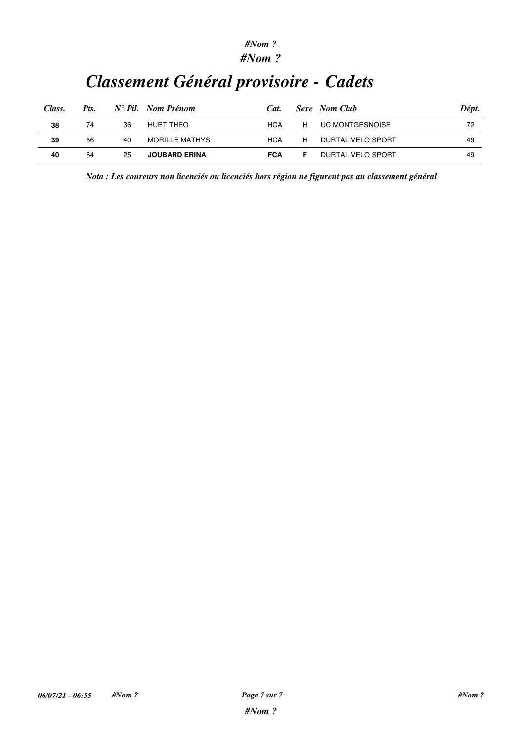#Nom ?

#Nom ?

# Classement Général provisoire - Cadets

| Class. | Pts. | N° Pil. | Nom Prénom | Cat. | Sexe | Nom Club | Dépt. |
|---|---|---|---|---|---|---|---|
| **38** | 74 | 36 | HUET THEO | HCA | H | UC MONTGESNOISE | 72 |
| **39** | 66 | 40 | MORILLE MATHYS | HCA | H | DURTAL VELO SPORT | 49 |
| **40** | 64 | 25 | **JOUBARD ERINA** | **FCA** | **F** | DURTAL VELO SPORT | 49 |

*Nota : Les coureurs non licenciés ou licenciés hors région ne figurent pas au classement général*